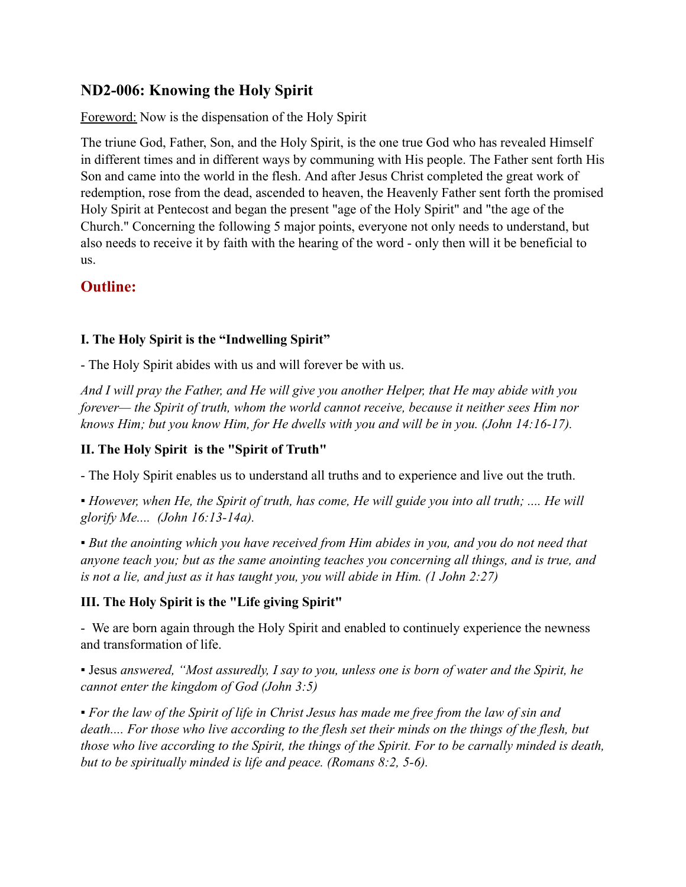## ND2-006: Knowing the Holy Spirit

Foreword: Now is the dispensation of the Holy Spirit

The triune God, Father, Son, and the Holy Spirit, is the one true God who has revealed Himself in different times and in different ways by communing with His people. The Father sent forth His Son and came into the world in the flesh. And after Jesus Christ completed the great work of redemption, rose from the dead, ascended to heaven, the Heavenly Father sent forth the promised Holy Spirit at Pentecost and began the present "age of the Holy Spirit" and "the age of the Church." Concerning the following 5 major points, everyone not only needs to understand, but also needs to receive it by faith with the hearing of the word - only then will it be beneficial to us.

## Outline:

### I. The Holy Spirit is the "Indwelling Spirit"

- The Holy Spirit abides with us and will forever be with us.

*And I will pray the Father, and He will give you another Helper, that He may abide with you forever— the Spirit of truth, whom the world cannot receive, because it neither sees Him nor knows Him; but you know Him, for He dwells with you and will be in you. (John 14:16-17).*

### II. The Holy Spirit is the "Spirit of Truth"

- The Holy Spirit enables us to understand all truths and to experience and live out the truth.

▪ *However, when He, the Spirit of truth, has come, He will guide you into all truth; .... He will glorify Me.... (John 16:13-14a).*

▪ *But the anointing which you have received from Him abides in you, and you do not need that anyone teach you; but as the same anointing teaches you concerning all things, and is true, and is not a lie, and just as it has taught you, you will abide in Him. (1 John 2:27)*

### III. The Holy Spirit is the "Life giving Spirit"

- We are born again through the Holy Spirit and enabled to continuely experience the newness and transformation of life.

▪ Jesus *answered, "Most assuredly, I say to you, unless one is born of water and the Spirit, he cannot enter the kingdom of God (John 3:5)*

▪ *For the law of the Spirit of life in Christ Jesus has made me free from the law of sin and death.... For those who live according to the flesh set their minds on the things of the flesh, but those who live according to the Spirit, the things of the Spirit. For to be carnally minded is death, but to be spiritually minded is life and peace. (Romans 8:2, 5-6).*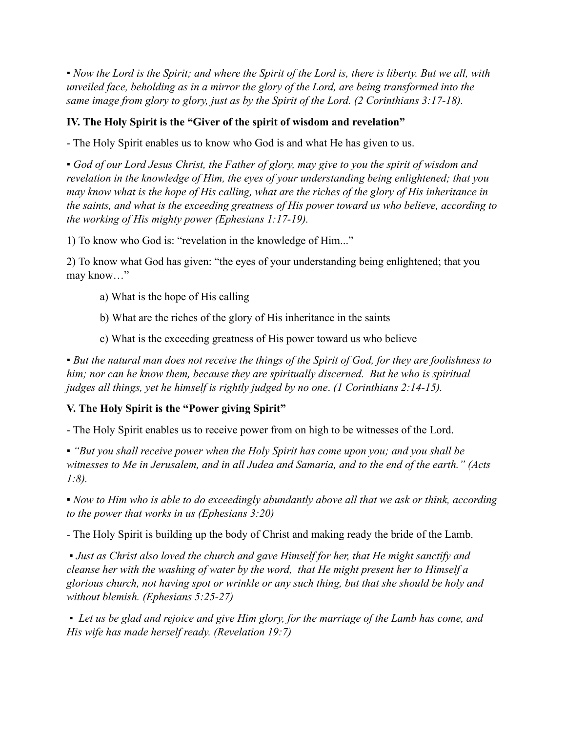▪ *Now the Lord is the Spirit; and where the Spirit of the Lord is, there is liberty. But we all, with unveiled face, beholding as in a mirror the glory of the Lord, are being transformed into the same image from glory to glory, just as by the Spirit of the Lord. (2 Corinthians 3:17-18).*

**IV. The Holy Spirit is the "Giver of the spirit of wisdom and revelation"**

- The Holy Spirit enables us to know who God is and what He has given to us.

▪ *God of our Lord Jesus Christ, the Father of glory, may give to you the spirit of wisdom and revelation in the knowledge of Him, the eyes of your understanding being enlightened; that you may know what is the hope of His calling, what are the riches of the glory of His inheritance in the saints, and what is the exceeding greatness of His power toward us who believe, according to the working of His mighty power (Ephesians 1:17-19).*

1) To know who God is: "revelation in the knowledge of Him..."

2) To know what God has given: "the eyes of your understanding being enlightened; that you may know…"

a) What is the hope of His calling

b) What are the riches of the glory of His inheritance in the saints

c) What is the exceeding greatness of His power toward us who believe

▪ *But the natural man does not receive the things of the Spirit of God, for they are foolishness to him; nor can he know them, because they are spiritually discerned. But he who is spiritual judges all things, yet he himself is rightly judged by no one. (1 Corinthians 2:14-15).*

**V. The Holy Spirit is the "Power giving Spirit"**

- The Holy Spirit enables us to receive power from on high to be witnesses of the Lord.

▪ *"But you shall receive power when the Holy Spirit has come upon you; and you shall be witnesses to Me in Jerusalem, and in all Judea and Samaria, and to the end of the earth." (Acts 1:8).*

▪ *Now to Him who is able to do exceedingly abundantly above all that we ask or think, according to the power that works in us (Ephesians 3:20)*

- The Holy Spirit is building up the body of Christ and making ready the bride of the Lamb.

▪ *Just as Christ also loved the church and gave Himself for her, that He might sanctify and cleanse her with the washing of water by the word, that He might present her to Himself a glorious church, not having spot or wrinkle or any such thing, but that she should be holy and without blemish. (Ephesians 5:25-27)*

▪ *Let us be glad and rejoice and give Him glory, for the marriage of the Lamb has come, and His wife has made herself ready. (Revelation 19:7)*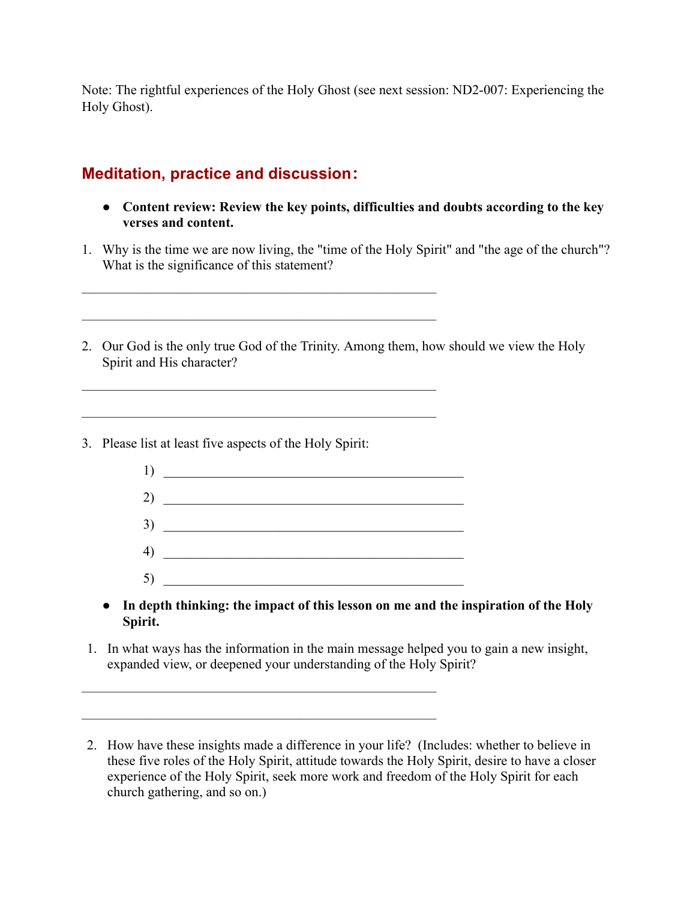Note: The rightful experiences of the Holy Ghost (see next session: ND2-007: Experiencing the Holy Ghost).

## Meditation, practice and discussion：

- **Content review: Review the key points, difficulties and doubts according to the key verses and content.**

1. Why is the time we are now living, the "time of the Holy Spirit" and "the age of the church"? What is the significance of this statement?

_______________________________________________

_______________________________________________

2. Our God is the only true God of the Trinity. Among them, how should we view the Holy Spirit and His character?

_______________________________________________

_______________________________________________

3. Please list at least five aspects of the Holy Spirit:

    1) _______________________________________
    2) _______________________________________
    3) _______________________________________
    4) _______________________________________
    5) _______________________________________

- **In depth thinking: the impact of this lesson on me and the inspiration of the Holy Spirit.**

1. In what ways has the information in the main message helped you to gain a new insight, expanded view, or deepened your understanding of the Holy Spirit?

_______________________________________________

_______________________________________________

2. How have these insights made a difference in your life? (Includes: whether to believe in these five roles of the Holy Spirit, attitude towards the Holy Spirit, desire to have a closer experience of the Holy Spirit, seek more work and freedom of the Holy Spirit for each church gathering, and so on.)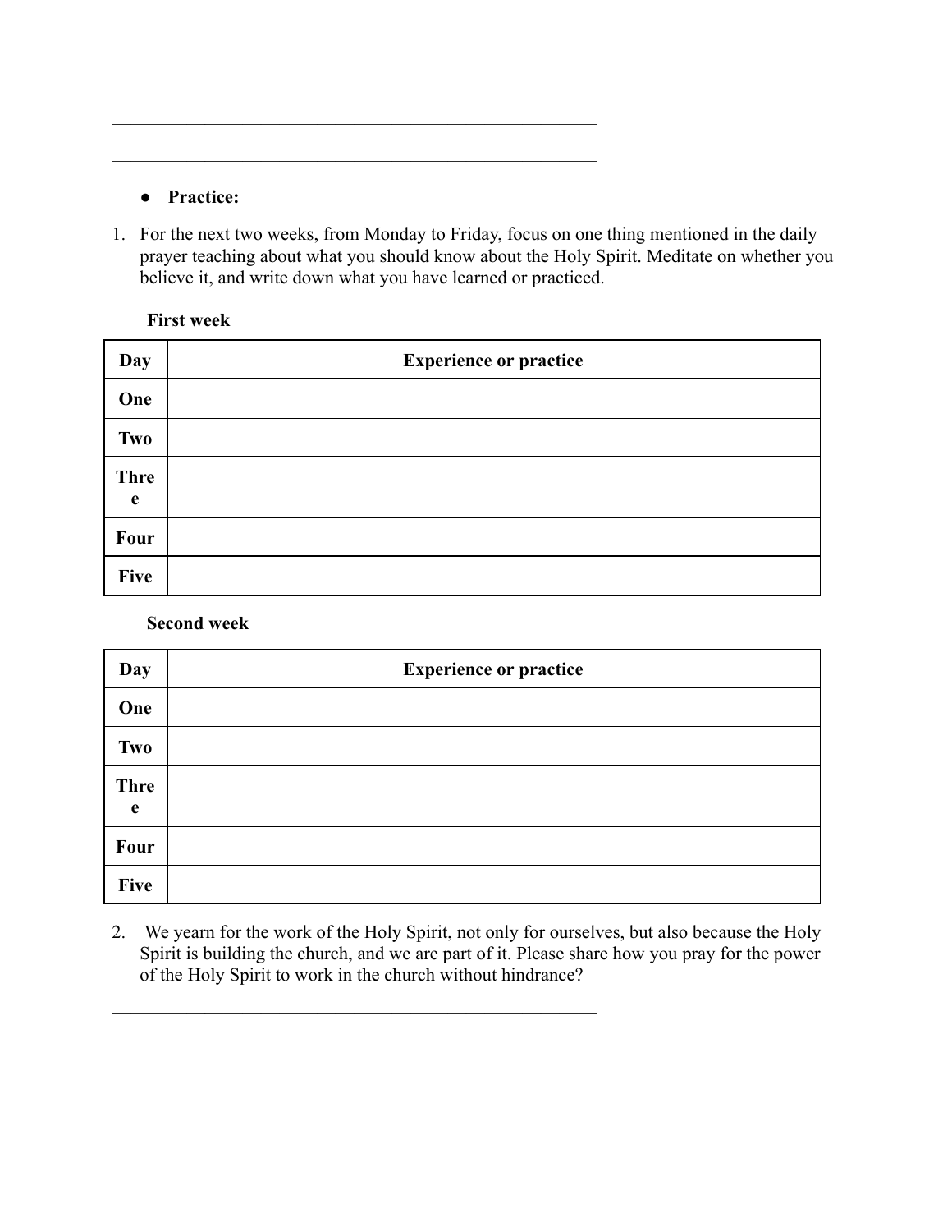\_\_\_\_\_\_\_\_\_\_\_\_\_\_\_\_\_\_\_\_\_\_\_\_\_\_\_\_\_\_\_\_\_\_\_\_\_\_\_\_\_\_\_\_\_\_\_\_\_\_\_\_\_\_\_\_\_

\_\_\_\_\_\_\_\_\_\_\_\_\_\_\_\_\_\_\_\_\_\_\_\_\_\_\_\_\_\_\_\_\_\_\_\_\_\_\_\_\_\_\_\_\_\_\_\_\_\_\_\_\_\_\_\_\_

- **Practice:**

1. For the next two weeks, from Monday to Friday, focus on one thing mentioned in the daily prayer teaching about what you should know about the Holy Spirit. Meditate on whether you believe it, and write down what you have learned or practiced.

**First week**

| Day | Experience or practice |
| --- | --- |
| One | |
| Two | |
| Three | |
| Four | |
| Five | |

**Second week**

| Day | Experience or practice |
| --- | --- |
| One | |
| Two | |
| Three | |
| Four | |
| Five | |

2. We yearn for the work of the Holy Spirit, not only for ourselves, but also because the Holy Spirit is building the church, and we are part of it. Please share how you pray for the power of the Holy Spirit to work in the church without hindrance?

\_\_\_\_\_\_\_\_\_\_\_\_\_\_\_\_\_\_\_\_\_\_\_\_\_\_\_\_\_\_\_\_\_\_\_\_\_\_\_\_\_\_\_\_\_\_\_\_\_\_\_\_\_\_\_\_\_

\_\_\_\_\_\_\_\_\_\_\_\_\_\_\_\_\_\_\_\_\_\_\_\_\_\_\_\_\_\_\_\_\_\_\_\_\_\_\_\_\_\_\_\_\_\_\_\_\_\_\_\_\_\_\_\_\_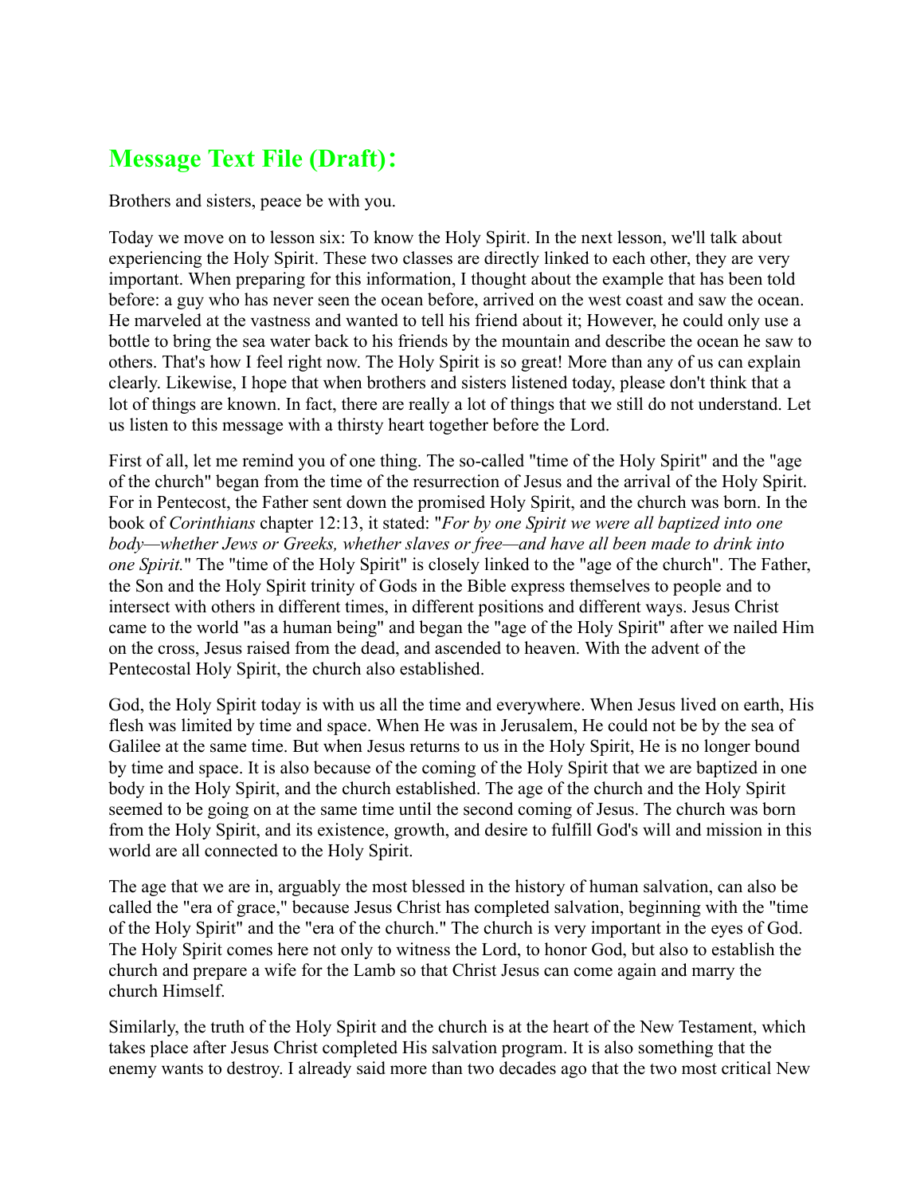## Message Text File (Draft)：

Brothers and sisters, peace be with you.

Today we move on to lesson six: To know the Holy Spirit. In the next lesson, we'll talk about experiencing the Holy Spirit. These two classes are directly linked to each other, they are very important. When preparing for this information, I thought about the example that has been told before: a guy who has never seen the ocean before, arrived on the west coast and saw the ocean. He marveled at the vastness and wanted to tell his friend about it; However, he could only use a bottle to bring the sea water back to his friends by the mountain and describe the ocean he saw to others. That's how I feel right now. The Holy Spirit is so great! More than any of us can explain clearly. Likewise, I hope that when brothers and sisters listened today, please don't think that a lot of things are known. In fact, there are really a lot of things that we still do not understand. Let us listen to this message with a thirsty heart together before the Lord.

First of all, let me remind you of one thing. The so-called "time of the Holy Spirit" and the "age of the church" began from the time of the resurrection of Jesus and the arrival of the Holy Spirit. For in Pentecost, the Father sent down the promised Holy Spirit, and the church was born. In the book of *Corinthians* chapter 12:13, it stated: "*For by one Spirit we were all baptized into one body—whether Jews or Greeks, whether slaves or free—and have all been made to drink into one Spirit.*" The "time of the Holy Spirit" is closely linked to the "age of the church". The Father, the Son and the Holy Spirit trinity of Gods in the Bible express themselves to people and to intersect with others in different times, in different positions and different ways. Jesus Christ came to the world "as a human being" and began the "age of the Holy Spirit" after we nailed Him on the cross, Jesus raised from the dead, and ascended to heaven. With the advent of the Pentecostal Holy Spirit, the church also established.

God, the Holy Spirit today is with us all the time and everywhere. When Jesus lived on earth, His flesh was limited by time and space. When He was in Jerusalem, He could not be by the sea of Galilee at the same time. But when Jesus returns to us in the Holy Spirit, He is no longer bound by time and space. It is also because of the coming of the Holy Spirit that we are baptized in one body in the Holy Spirit, and the church established. The age of the church and the Holy Spirit seemed to be going on at the same time until the second coming of Jesus. The church was born from the Holy Spirit, and its existence, growth, and desire to fulfill God's will and mission in this world are all connected to the Holy Spirit.

The age that we are in, arguably the most blessed in the history of human salvation, can also be called the "era of grace," because Jesus Christ has completed salvation, beginning with the "time of the Holy Spirit" and the "era of the church." The church is very important in the eyes of God. The Holy Spirit comes here not only to witness the Lord, to honor God, but also to establish the church and prepare a wife for the Lamb so that Christ Jesus can come again and marry the church Himself.

Similarly, the truth of the Holy Spirit and the church is at the heart of the New Testament, which takes place after Jesus Christ completed His salvation program. It is also something that the enemy wants to destroy. I already said more than two decades ago that the two most critical New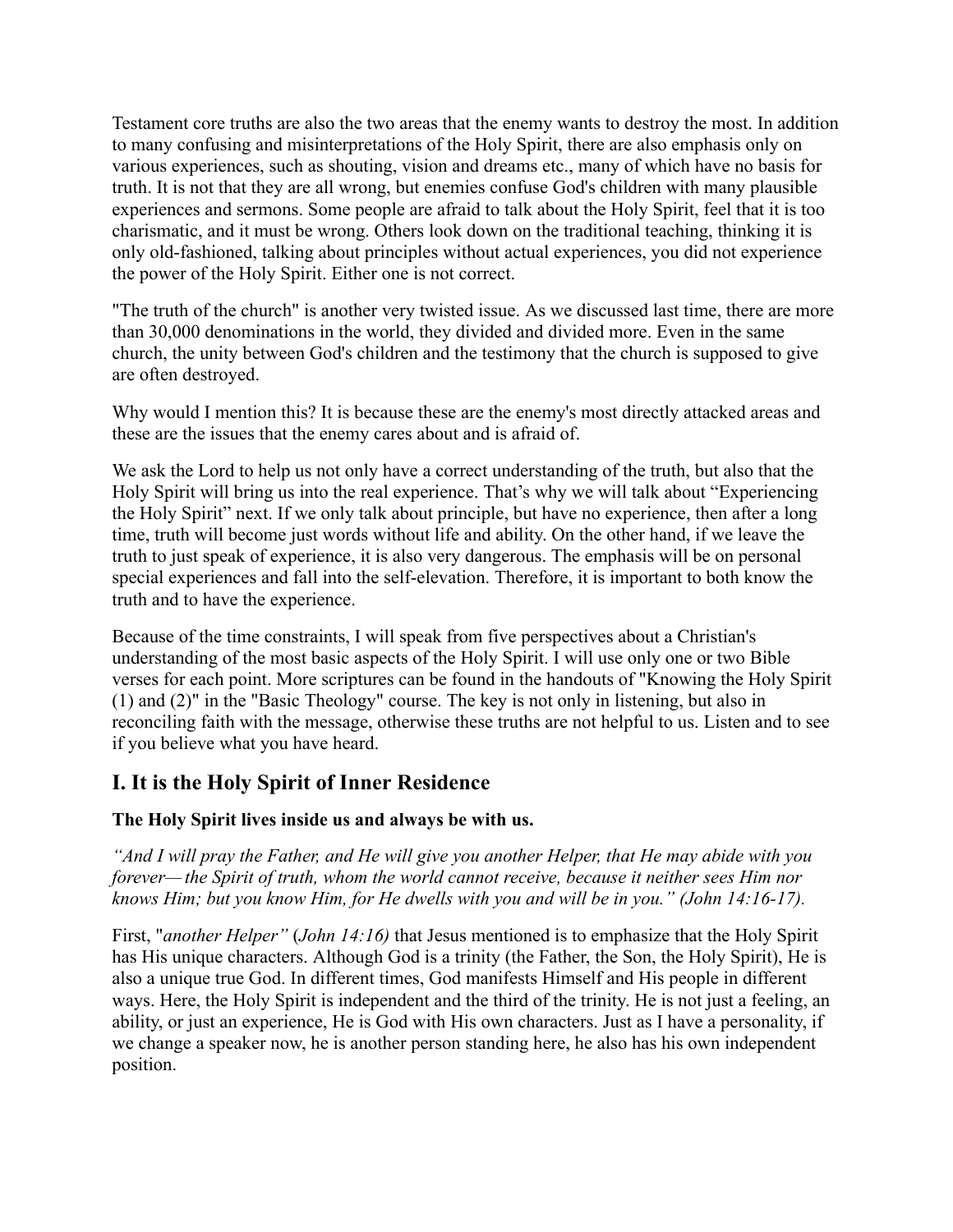Testament core truths are also the two areas that the enemy wants to destroy the most. In addition to many confusing and misinterpretations of the Holy Spirit, there are also emphasis only on various experiences, such as shouting, vision and dreams etc., many of which have no basis for truth. It is not that they are all wrong, but enemies confuse God's children with many plausible experiences and sermons. Some people are afraid to talk about the Holy Spirit, feel that it is too charismatic, and it must be wrong. Others look down on the traditional teaching, thinking it is only old-fashioned, talking about principles without actual experiences, you did not experience the power of the Holy Spirit. Either one is not correct.

"The truth of the church" is another very twisted issue. As we discussed last time, there are more than 30,000 denominations in the world, they divided and divided more. Even in the same church, the unity between God's children and the testimony that the church is supposed to give are often destroyed.

Why would I mention this? It is because these are the enemy's most directly attacked areas and these are the issues that the enemy cares about and is afraid of.

We ask the Lord to help us not only have a correct understanding of the truth, but also that the Holy Spirit will bring us into the real experience. That's why we will talk about "Experiencing the Holy Spirit" next. If we only talk about principle, but have no experience, then after a long time, truth will become just words without life and ability. On the other hand, if we leave the truth to just speak of experience, it is also very dangerous. The emphasis will be on personal special experiences and fall into the self-elevation. Therefore, it is important to both know the truth and to have the experience.

Because of the time constraints, I will speak from five perspectives about a Christian's understanding of the most basic aspects of the Holy Spirit. I will use only one or two Bible verses for each point. More scriptures can be found in the handouts of "Knowing the Holy Spirit (1) and (2)" in the "Basic Theology" course. The key is not only in listening, but also in reconciling faith with the message, otherwise these truths are not helpful to us. Listen and to see if you believe what you have heard.

## I. It is the Holy Spirit of Inner Residence

**The Holy Spirit lives inside us and always be with us.**

*"And I will pray the Father, and He will give you another Helper, that He may abide with you forever— the Spirit of truth, whom the world cannot receive, because it neither sees Him nor knows Him; but you know Him, for He dwells with you and will be in you." (John 14:16-17).*

First, "*another Helper"* (*John 14:16)* that Jesus mentioned is to emphasize that the Holy Spirit has His unique characters. Although God is a trinity (the Father, the Son, the Holy Spirit), He is also a unique true God. In different times, God manifests Himself and His people in different ways. Here, the Holy Spirit is independent and the third of the trinity. He is not just a feeling, an ability, or just an experience, He is God with His own characters. Just as I have a personality, if we change a speaker now, he is another person standing here, he also has his own independent position.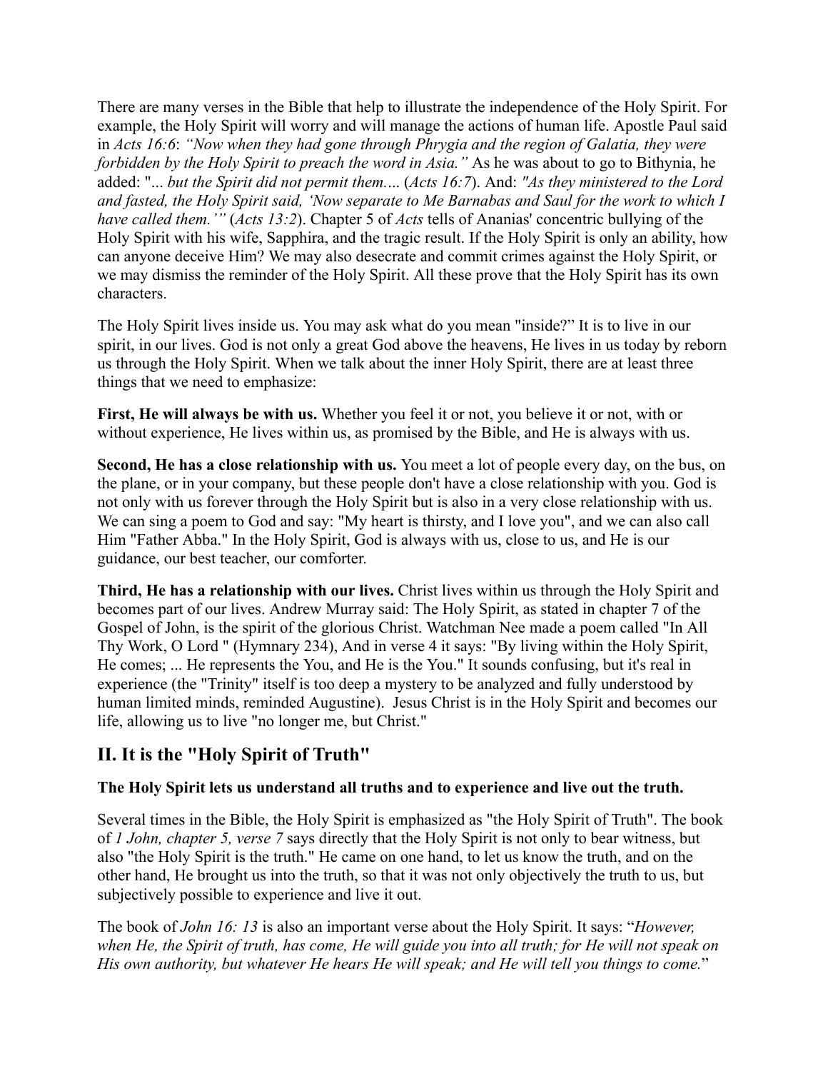There are many verses in the Bible that help to illustrate the independence of the Holy Spirit. For example, the Holy Spirit will worry and will manage the actions of human life. Apostle Paul said in *Acts 16:6*: *"Now when they had gone through Phrygia and the region of Galatia, they were forbidden by the Holy Spirit to preach the word in Asia."* As he was about to go to Bithynia, he added: "*... but the Spirit did not permit them....* (*Acts 16:7*). And: *"As they ministered to the Lord and fasted, the Holy Spirit said, 'Now separate to Me Barnabas and Saul for the work to which I have called them.'"* (*Acts 13:2*). Chapter 5 of *Acts* tells of Ananias' concentric bullying of the Holy Spirit with his wife, Sapphira, and the tragic result. If the Holy Spirit is only an ability, how can anyone deceive Him? We may also desecrate and commit crimes against the Holy Spirit, or we may dismiss the reminder of the Holy Spirit. All these prove that the Holy Spirit has its own characters.

The Holy Spirit lives inside us. You may ask what do you mean "inside?" It is to live in our spirit, in our lives. God is not only a great God above the heavens, He lives in us today by reborn us through the Holy Spirit. When we talk about the inner Holy Spirit, there are at least three things that we need to emphasize:

**First, He will always be with us.** Whether you feel it or not, you believe it or not, with or without experience, He lives within us, as promised by the Bible, and He is always with us.

**Second, He has a close relationship with us.** You meet a lot of people every day, on the bus, on the plane, or in your company, but these people don't have a close relationship with you. God is not only with us forever through the Holy Spirit but is also in a very close relationship with us. We can sing a poem to God and say: "My heart is thirsty, and I love you", and we can also call Him "Father Abba." In the Holy Spirit, God is always with us, close to us, and He is our guidance, our best teacher, our comforter.

**Third, He has a relationship with our lives.** Christ lives within us through the Holy Spirit and becomes part of our lives. Andrew Murray said: The Holy Spirit, as stated in chapter 7 of the Gospel of John, is the spirit of the glorious Christ. Watchman Nee made a poem called "In All Thy Work, O Lord " (Hymnary 234), And in verse 4 it says: "By living within the Holy Spirit, He comes; ... He represents the You, and He is the You." It sounds confusing, but it's real in experience (the "Trinity" itself is too deep a mystery to be analyzed and fully understood by human limited minds, reminded Augustine). Jesus Christ is in the Holy Spirit and becomes our life, allowing us to live "no longer me, but Christ."

## II. It is the "Holy Spirit of Truth"

**The Holy Spirit lets us understand all truths and to experience and live out the truth.**

Several times in the Bible, the Holy Spirit is emphasized as "the Holy Spirit of Truth". The book of *1 John, chapter 5, verse 7* says directly that the Holy Spirit is not only to bear witness, but also "the Holy Spirit is the truth." He came on one hand, to let us know the truth, and on the other hand, He brought us into the truth, so that it was not only objectively the truth to us, but subjectively possible to experience and live it out.

The book of *John 16: 13* is also an important verse about the Holy Spirit. It says: "*However, when He, the Spirit of truth, has come, He will guide you into all truth; for He will not speak on His own authority, but whatever He hears He will speak; and He will tell you things to come.*"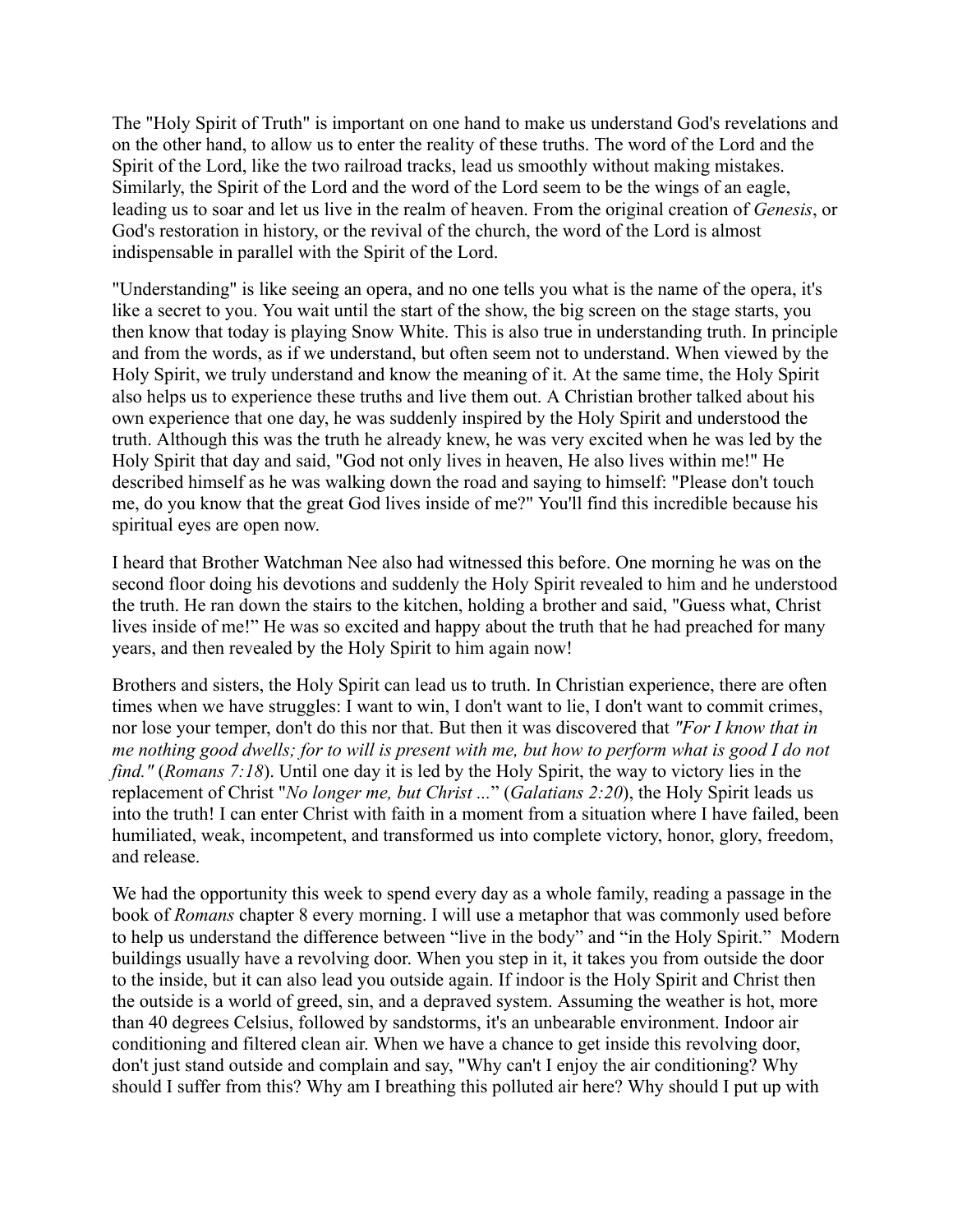The "Holy Spirit of Truth" is important on one hand to make us understand God's revelations and on the other hand, to allow us to enter the reality of these truths. The word of the Lord and the Spirit of the Lord, like the two railroad tracks, lead us smoothly without making mistakes. Similarly, the Spirit of the Lord and the word of the Lord seem to be the wings of an eagle, leading us to soar and let us live in the realm of heaven. From the original creation of *Genesis*, or God's restoration in history, or the revival of the church, the word of the Lord is almost indispensable in parallel with the Spirit of the Lord.

"Understanding" is like seeing an opera, and no one tells you what is the name of the opera, it's like a secret to you. You wait until the start of the show, the big screen on the stage starts, you then know that today is playing Snow White. This is also true in understanding truth. In principle and from the words, as if we understand, but often seem not to understand. When viewed by the Holy Spirit, we truly understand and know the meaning of it. At the same time, the Holy Spirit also helps us to experience these truths and live them out. A Christian brother talked about his own experience that one day, he was suddenly inspired by the Holy Spirit and understood the truth. Although this was the truth he already knew, he was very excited when he was led by the Holy Spirit that day and said, "God not only lives in heaven, He also lives within me!" He described himself as he was walking down the road and saying to himself: "Please don't touch me, do you know that the great God lives inside of me?" You'll find this incredible because his spiritual eyes are open now.

I heard that Brother Watchman Nee also had witnessed this before. One morning he was on the second floor doing his devotions and suddenly the Holy Spirit revealed to him and he understood the truth. He ran down the stairs to the kitchen, holding a brother and said, "Guess what, Christ lives inside of me!" He was so excited and happy about the truth that he had preached for many years, and then revealed by the Holy Spirit to him again now!

Brothers and sisters, the Holy Spirit can lead us to truth. In Christian experience, there are often times when we have struggles: I want to win, I don't want to lie, I don't want to commit crimes, nor lose your temper, don't do this nor that. But then it was discovered that *"For I know that in me nothing good dwells; for to will is present with me, but how to perform what is good I do not find."* (*Romans 7:18*). Until one day it is led by the Holy Spirit, the way to victory lies in the replacement of Christ "*No longer me, but Christ ...*" (*Galatians 2:20*), the Holy Spirit leads us into the truth! I can enter Christ with faith in a moment from a situation where I have failed, been humiliated, weak, incompetent, and transformed us into complete victory, honor, glory, freedom, and release.

We had the opportunity this week to spend every day as a whole family, reading a passage in the book of *Romans* chapter 8 every morning. I will use a metaphor that was commonly used before to help us understand the difference between "live in the body" and "in the Holy Spirit." Modern buildings usually have a revolving door. When you step in it, it takes you from outside the door to the inside, but it can also lead you outside again. If indoor is the Holy Spirit and Christ then the outside is a world of greed, sin, and a depraved system. Assuming the weather is hot, more than 40 degrees Celsius, followed by sandstorms, it's an unbearable environment. Indoor air conditioning and filtered clean air. When we have a chance to get inside this revolving door, don't just stand outside and complain and say, "Why can't I enjoy the air conditioning? Why should I suffer from this? Why am I breathing this polluted air here? Why should I put up with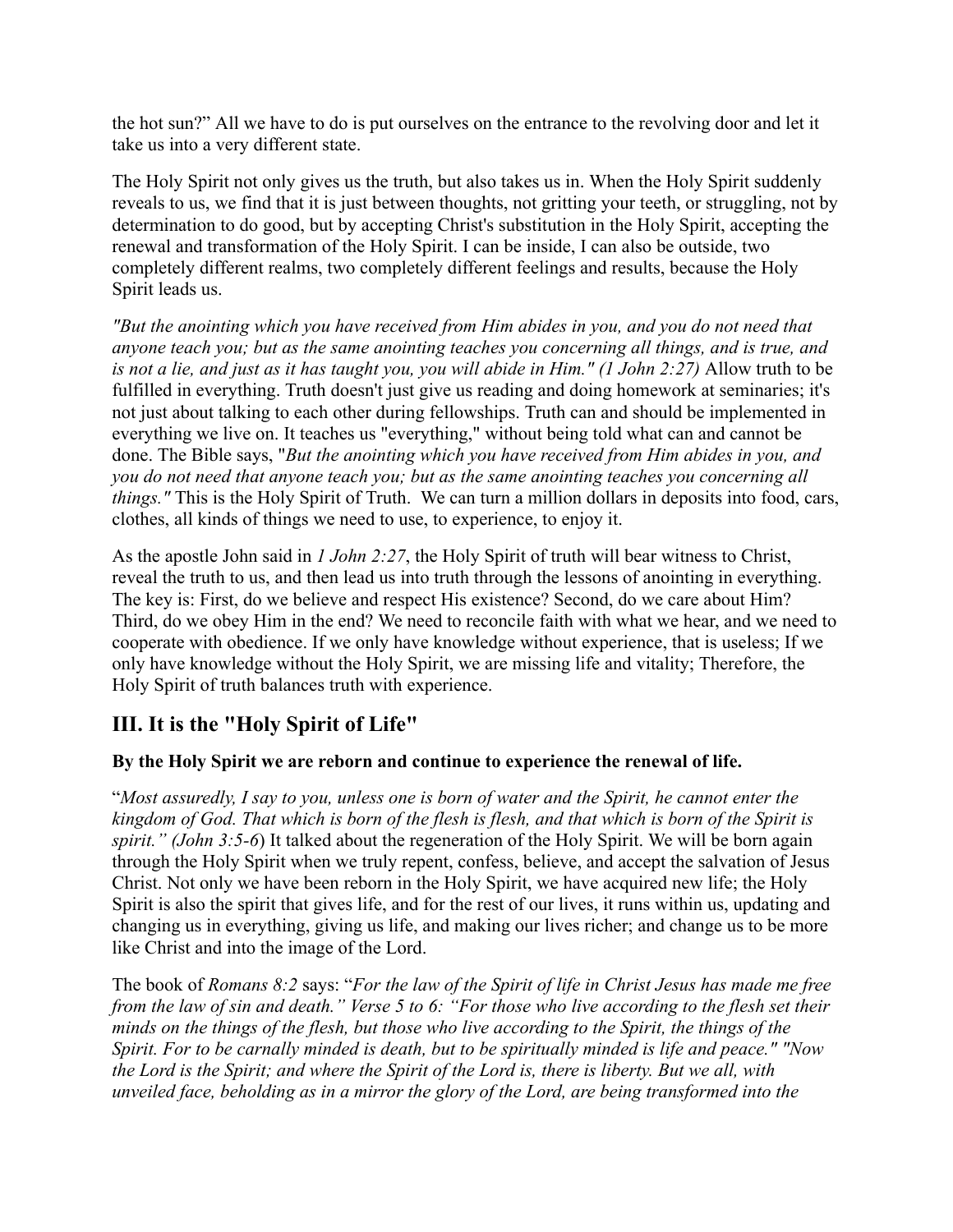the hot sun?" All we have to do is put ourselves on the entrance to the revolving door and let it take us into a very different state.

The Holy Spirit not only gives us the truth, but also takes us in. When the Holy Spirit suddenly reveals to us, we find that it is just between thoughts, not gritting your teeth, or struggling, not by determination to do good, but by accepting Christ's substitution in the Holy Spirit, accepting the renewal and transformation of the Holy Spirit. I can be inside, I can also be outside, two completely different realms, two completely different feelings and results, because the Holy Spirit leads us.

*"But the anointing which you have received from Him abides in you, and you do not need that anyone teach you; but as the same anointing teaches you concerning all things, and is true, and is not a lie, and just as it has taught you, you will abide in Him." (1 John 2:27)* Allow truth to be fulfilled in everything. Truth doesn't just give us reading and doing homework at seminaries; it's not just about talking to each other during fellowships. Truth can and should be implemented in everything we live on. It teaches us "everything," without being told what can and cannot be done. The Bible says, "*But the anointing which you have received from Him abides in you, and you do not need that anyone teach you; but as the same anointing teaches you concerning all things."* This is the Holy Spirit of Truth. We can turn a million dollars in deposits into food, cars, clothes, all kinds of things we need to use, to experience, to enjoy it.

As the apostle John said in *1 John 2:27*, the Holy Spirit of truth will bear witness to Christ, reveal the truth to us, and then lead us into truth through the lessons of anointing in everything. The key is: First, do we believe and respect His existence? Second, do we care about Him? Third, do we obey Him in the end? We need to reconcile faith with what we hear, and we need to cooperate with obedience. If we only have knowledge without experience, that is useless; If we only have knowledge without the Holy Spirit, we are missing life and vitality; Therefore, the Holy Spirit of truth balances truth with experience.

## III. It is the "Holy Spirit of Life"

**By the Holy Spirit we are reborn and continue to experience the renewal of life.**

"*Most assuredly, I say to you, unless one is born of water and the Spirit, he cannot enter the kingdom of God. That which is born of the flesh is flesh, and that which is born of the Spirit is spirit." (John 3:5-6*) It talked about the regeneration of the Holy Spirit. We will be born again through the Holy Spirit when we truly repent, confess, believe, and accept the salvation of Jesus Christ. Not only we have been reborn in the Holy Spirit, we have acquired new life; the Holy Spirit is also the spirit that gives life, and for the rest of our lives, it runs within us, updating and changing us in everything, giving us life, and making our lives richer; and change us to be more like Christ and into the image of the Lord.

The book of *Romans 8:2* says: "*For the law of the Spirit of life in Christ Jesus has made me free from the law of sin and death." Verse 5 to 6: "For those who live according to the flesh set their minds on the things of the flesh, but those who live according to the Spirit, the things of the Spirit. For to be carnally minded is death, but to be spiritually minded is life and peace." "Now the Lord is the Spirit; and where the Spirit of the Lord is, there is liberty. But we all, with unveiled face, beholding as in a mirror the glory of the Lord, are being transformed into the*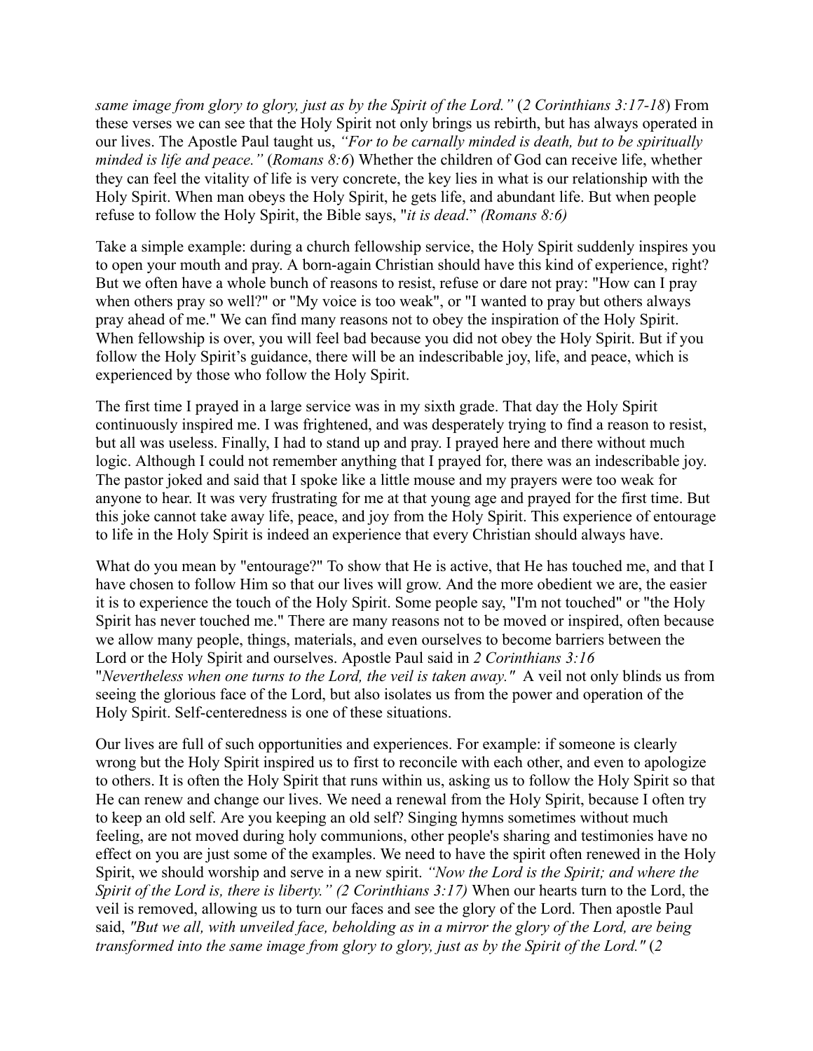*same image from glory to glory, just as by the Spirit of the Lord."* (*2 Corinthians 3:17-18*) From these verses we can see that the Holy Spirit not only brings us rebirth, but has always operated in our lives. The Apostle Paul taught us, *"For to be carnally minded is death, but to be spiritually minded is life and peace."* (*Romans 8:6*) Whether the children of God can receive life, whether they can feel the vitality of life is very concrete, the key lies in what is our relationship with the Holy Spirit. When man obeys the Holy Spirit, he gets life, and abundant life. But when people refuse to follow the Holy Spirit, the Bible says, "*it is dead*." *(Romans 8:6)*

Take a simple example: during a church fellowship service, the Holy Spirit suddenly inspires you to open your mouth and pray. A born-again Christian should have this kind of experience, right? But we often have a whole bunch of reasons to resist, refuse or dare not pray: "How can I pray when others pray so well?" or "My voice is too weak", or "I wanted to pray but others always pray ahead of me." We can find many reasons not to obey the inspiration of the Holy Spirit. When fellowship is over, you will feel bad because you did not obey the Holy Spirit. But if you follow the Holy Spirit's guidance, there will be an indescribable joy, life, and peace, which is experienced by those who follow the Holy Spirit.

The first time I prayed in a large service was in my sixth grade. That day the Holy Spirit continuously inspired me. I was frightened, and was desperately trying to find a reason to resist, but all was useless. Finally, I had to stand up and pray. I prayed here and there without much logic. Although I could not remember anything that I prayed for, there was an indescribable joy. The pastor joked and said that I spoke like a little mouse and my prayers were too weak for anyone to hear. It was very frustrating for me at that young age and prayed for the first time. But this joke cannot take away life, peace, and joy from the Holy Spirit. This experience of entourage to life in the Holy Spirit is indeed an experience that every Christian should always have.

What do you mean by "entourage?" To show that He is active, that He has touched me, and that I have chosen to follow Him so that our lives will grow. And the more obedient we are, the easier it is to experience the touch of the Holy Spirit. Some people say, "I'm not touched" or "the Holy Spirit has never touched me." There are many reasons not to be moved or inspired, often because we allow many people, things, materials, and even ourselves to become barriers between the Lord or the Holy Spirit and ourselves. Apostle Paul said in *2 Corinthians 3:16* "*Nevertheless when one turns to the Lord, the veil is taken away."* A veil not only blinds us from seeing the glorious face of the Lord, but also isolates us from the power and operation of the Holy Spirit. Self-centeredness is one of these situations.

Our lives are full of such opportunities and experiences. For example: if someone is clearly wrong but the Holy Spirit inspired us to first to reconcile with each other, and even to apologize to others. It is often the Holy Spirit that runs within us, asking us to follow the Holy Spirit so that He can renew and change our lives. We need a renewal from the Holy Spirit, because I often try to keep an old self. Are you keeping an old self? Singing hymns sometimes without much feeling, are not moved during holy communions, other people's sharing and testimonies have no effect on you are just some of the examples. We need to have the spirit often renewed in the Holy Spirit, we should worship and serve in a new spirit. *"Now the Lord is the Spirit; and where the Spirit of the Lord is, there is liberty." (2 Corinthians 3:17)* When our hearts turn to the Lord, the veil is removed, allowing us to turn our faces and see the glory of the Lord. Then apostle Paul said, *"But we all, with unveiled face, beholding as in a mirror the glory of the Lord, are being transformed into the same image from glory to glory, just as by the Spirit of the Lord."* (*2*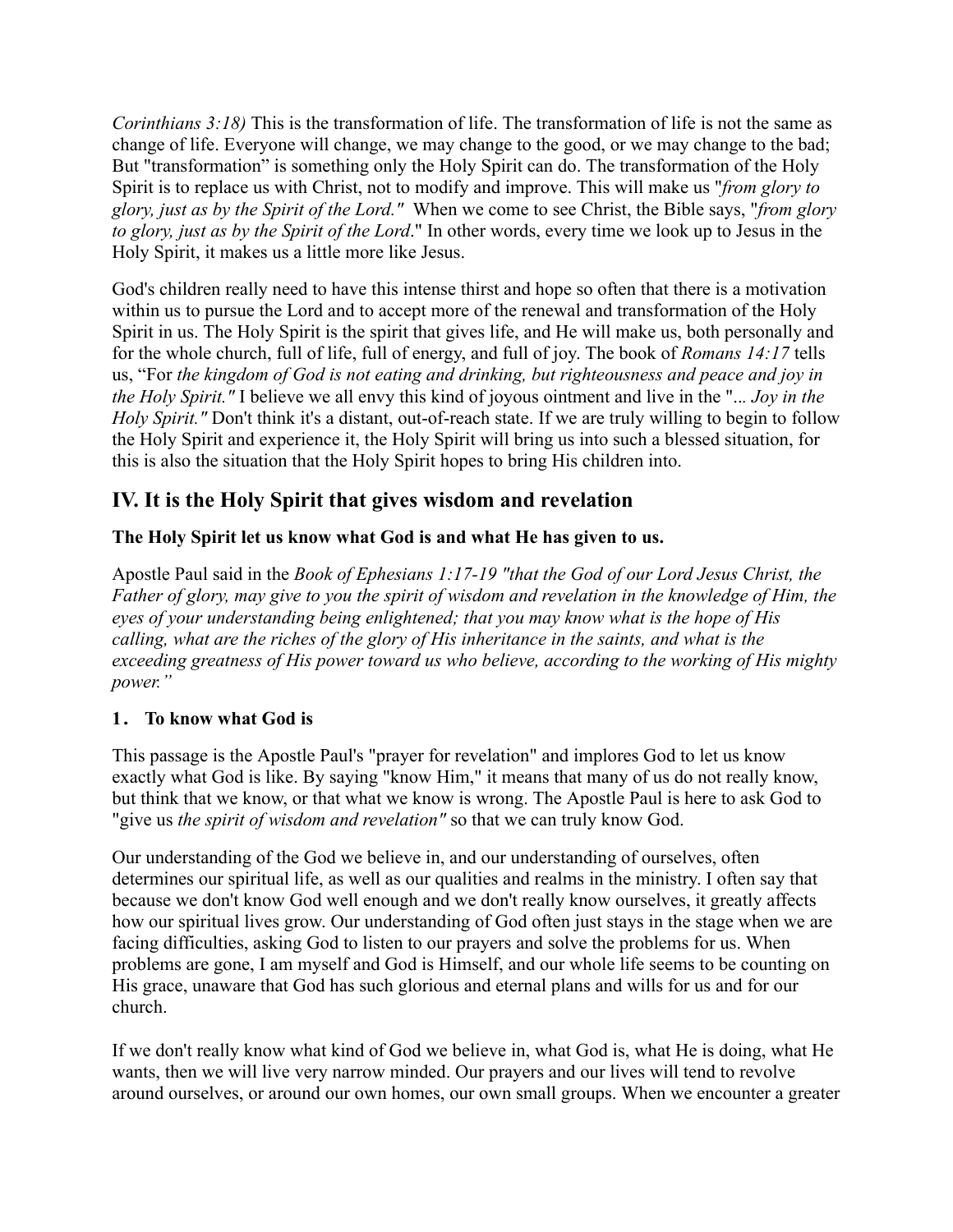*Corinthians 3:18)* This is the transformation of life. The transformation of life is not the same as change of life. Everyone will change, we may change to the good, or we may change to the bad; But "transformation" is something only the Holy Spirit can do. The transformation of the Holy Spirit is to replace us with Christ, not to modify and improve. This will make us "*from glory to glory, just as by the Spirit of the Lord."* When we come to see Christ, the Bible says, "*from glory to glory, just as by the Spirit of the Lord*." In other words, every time we look up to Jesus in the Holy Spirit, it makes us a little more like Jesus.

God's children really need to have this intense thirst and hope so often that there is a motivation within us to pursue the Lord and to accept more of the renewal and transformation of the Holy Spirit in us. The Holy Spirit is the spirit that gives life, and He will make us, both personally and for the whole church, full of life, full of energy, and full of joy. The book of *Romans 14:17* tells us, "For *the kingdom of God is not eating and drinking, but righteousness and peace and joy in the Holy Spirit."* I believe we all envy this kind of joyous ointment and live in the "*... Joy in the Holy Spirit."* Don't think it's a distant, out-of-reach state. If we are truly willing to begin to follow the Holy Spirit and experience it, the Holy Spirit will bring us into such a blessed situation, for this is also the situation that the Holy Spirit hopes to bring His children into.

## IV. It is the Holy Spirit that gives wisdom and revelation

**The Holy Spirit let us know what God is and what He has given to us.**

Apostle Paul said in the *Book of Ephesians 1:17-19 "that the God of our Lord Jesus Christ, the Father of glory, may give to you the spirit of wisdom and revelation in the knowledge of Him, the eyes of your understanding being enlightened; that you may know what is the hope of His calling, what are the riches of the glory of His inheritance in the saints, and what is the exceeding greatness of His power toward us who believe, according to the working of His mighty power."*

**1． To know what God is**

This passage is the Apostle Paul's "prayer for revelation" and implores God to let us know exactly what God is like. By saying "know Him," it means that many of us do not really know, but think that we know, or that what we know is wrong. The Apostle Paul is here to ask God to "give us *the spirit of wisdom and revelation"* so that we can truly know God.

Our understanding of the God we believe in, and our understanding of ourselves, often determines our spiritual life, as well as our qualities and realms in the ministry. I often say that because we don't know God well enough and we don't really know ourselves, it greatly affects how our spiritual lives grow. Our understanding of God often just stays in the stage when we are facing difficulties, asking God to listen to our prayers and solve the problems for us. When problems are gone, I am myself and God is Himself, and our whole life seems to be counting on His grace, unaware that God has such glorious and eternal plans and wills for us and for our church.

If we don't really know what kind of God we believe in, what God is, what He is doing, what He wants, then we will live very narrow minded. Our prayers and our lives will tend to revolve around ourselves, or around our own homes, our own small groups. When we encounter a greater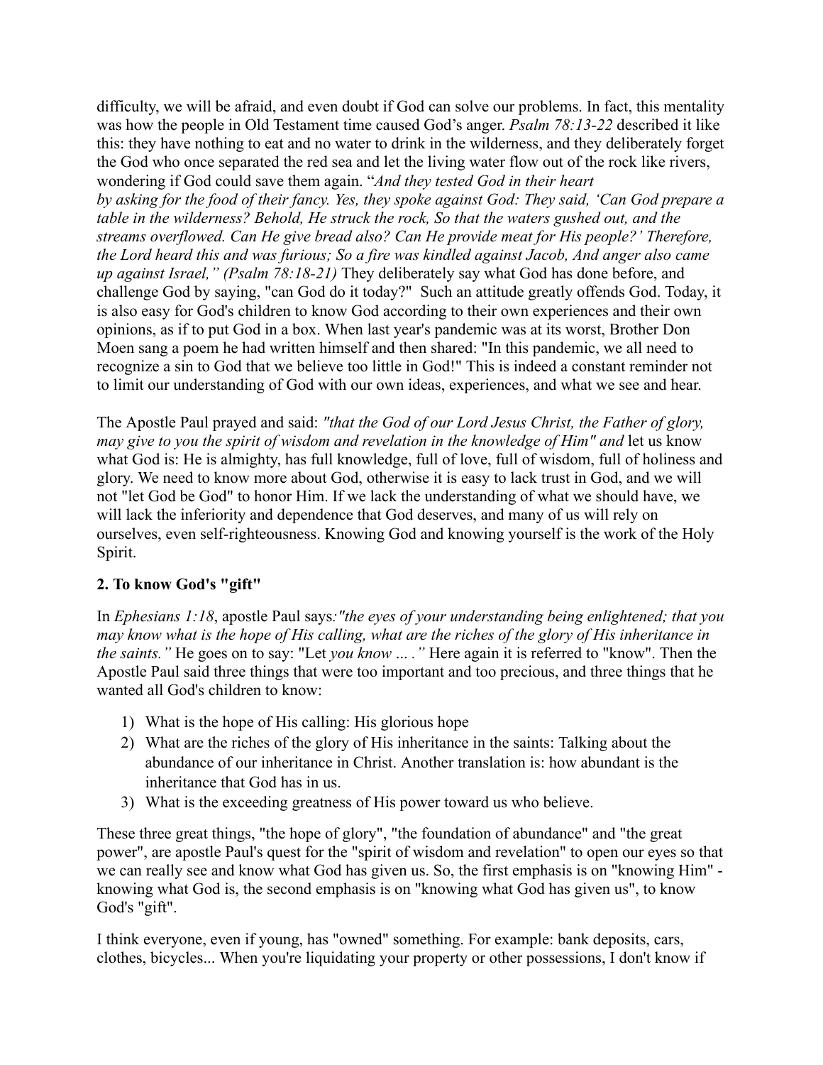difficulty, we will be afraid, and even doubt if God can solve our problems. In fact, this mentality was how the people in Old Testament time caused God's anger. *Psalm 78:13-22* described it like this: they have nothing to eat and no water to drink in the wilderness, and they deliberately forget the God who once separated the red sea and let the living water flow out of the rock like rivers, wondering if God could save them again. "*And they tested God in their heart by asking for the food of their fancy. Yes, they spoke against God: They said, 'Can God prepare a table in the wilderness? Behold, He struck the rock, So that the waters gushed out, and the streams overflowed. Can He give bread also? Can He provide meat for His people?' Therefore, the Lord heard this and was furious; So a fire was kindled against Jacob, And anger also came up against Israel," (Psalm 78:18-21)* They deliberately say what God has done before, and challenge God by saying, "can God do it today?" Such an attitude greatly offends God. Today, it is also easy for God's children to know God according to their own experiences and their own opinions, as if to put God in a box. When last year's pandemic was at its worst, Brother Don Moen sang a poem he had written himself and then shared: "In this pandemic, we all need to recognize a sin to God that we believe too little in God!" This is indeed a constant reminder not to limit our understanding of God with our own ideas, experiences, and what we see and hear.

The Apostle Paul prayed and said: *"that the God of our Lord Jesus Christ, the Father of glory, may give to you the spirit of wisdom and revelation in the knowledge of Him" and* let us know what God is: He is almighty, has full knowledge, full of love, full of wisdom, full of holiness and glory. We need to know more about God, otherwise it is easy to lack trust in God, and we will not "let God be God" to honor Him. If we lack the understanding of what we should have, we will lack the inferiority and dependence that God deserves, and many of us will rely on ourselves, even self-righteousness. Knowing God and knowing yourself is the work of the Holy Spirit.

**2. To know God's "gift"**

In *Ephesians 1:18*, apostle Paul says*:"the eyes of your understanding being enlightened; that you may know what is the hope of His calling, what are the riches of the glory of His inheritance in the saints."* He goes on to say: "Let *you know ... ."* Here again it is referred to "know". Then the Apostle Paul said three things that were too important and too precious, and three things that he wanted all God's children to know:

1) What is the hope of His calling: His glorious hope
2) What are the riches of the glory of His inheritance in the saints: Talking about the abundance of our inheritance in Christ. Another translation is: how abundant is the inheritance that God has in us.
3) What is the exceeding greatness of His power toward us who believe.

These three great things, "the hope of glory", "the foundation of abundance" and "the great power", are apostle Paul's quest for the "spirit of wisdom and revelation" to open our eyes so that we can really see and know what God has given us. So, the first emphasis is on "knowing Him" - knowing what God is, the second emphasis is on "knowing what God has given us", to know God's "gift".

I think everyone, even if young, has "owned" something. For example: bank deposits, cars, clothes, bicycles... When you're liquidating your property or other possessions, I don't know if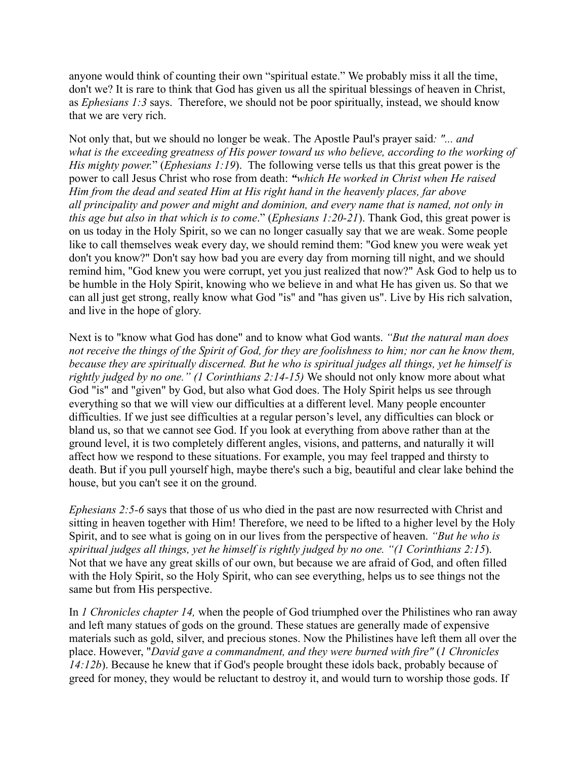anyone would think of counting their own "spiritual estate." We probably miss it all the time, don't we? It is rare to think that God has given us all the spiritual blessings of heaven in Christ, as *Ephesians 1:3* says. Therefore, we should not be poor spiritually, instead, we should know that we are very rich.

Not only that, but we should no longer be weak. The Apostle Paul's prayer said*: "... and what is the exceeding greatness of His power toward us who believe, according to the working of His mighty power.*" (*Ephesians 1:19*). The following verse tells us that this great power is the power to call Jesus Christ who rose from death: *"which He worked in Christ when He raised Him from the dead and seated Him at His right hand in the heavenly places, far above all principality and power and might and dominion, and every name that is named, not only in this age but also in that which is to come*." (*Ephesians 1:20-21*). Thank God, this great power is on us today in the Holy Spirit, so we can no longer casually say that we are weak. Some people like to call themselves weak every day, we should remind them: "God knew you were weak yet don't you know?" Don't say how bad you are every day from morning till night, and we should remind him, "God knew you were corrupt, yet you just realized that now?" Ask God to help us to be humble in the Holy Spirit, knowing who we believe in and what He has given us. So that we can all just get strong, really know what God "is" and "has given us". Live by His rich salvation, and live in the hope of glory.

Next is to "know what God has done" and to know what God wants. *"But the natural man does not receive the things of the Spirit of God, for they are foolishness to him; nor can he know them, because they are spiritually discerned. But he who is spiritual judges all things, yet he himself is rightly judged by no one." (1 Corinthians 2:14-15)* We should not only know more about what God "is" and "given" by God, but also what God does. The Holy Spirit helps us see through everything so that we will view our difficulties at a different level. Many people encounter difficulties. If we just see difficulties at a regular person's level, any difficulties can block or bland us, so that we cannot see God. If you look at everything from above rather than at the ground level, it is two completely different angles, visions, and patterns, and naturally it will affect how we respond to these situations. For example, you may feel trapped and thirsty to death. But if you pull yourself high, maybe there's such a big, beautiful and clear lake behind the house, but you can't see it on the ground.

*Ephesians 2:5-6* says that those of us who died in the past are now resurrected with Christ and sitting in heaven together with Him! Therefore, we need to be lifted to a higher level by the Holy Spirit, and to see what is going on in our lives from the perspective of heaven. *"But he who is spiritual judges all things, yet he himself is rightly judged by no one. "(1 Corinthians 2:15*). Not that we have any great skills of our own, but because we are afraid of God, and often filled with the Holy Spirit, so the Holy Spirit, who can see everything, helps us to see things not the same but from His perspective.

In *1 Chronicles chapter 14,* when the people of God triumphed over the Philistines who ran away and left many statues of gods on the ground. These statues are generally made of expensive materials such as gold, silver, and precious stones. Now the Philistines have left them all over the place. However, "*David gave a commandment, and they were burned with fire"* (*1 Chronicles 14:12b*). Because he knew that if God's people brought these idols back, probably because of greed for money, they would be reluctant to destroy it, and would turn to worship those gods. If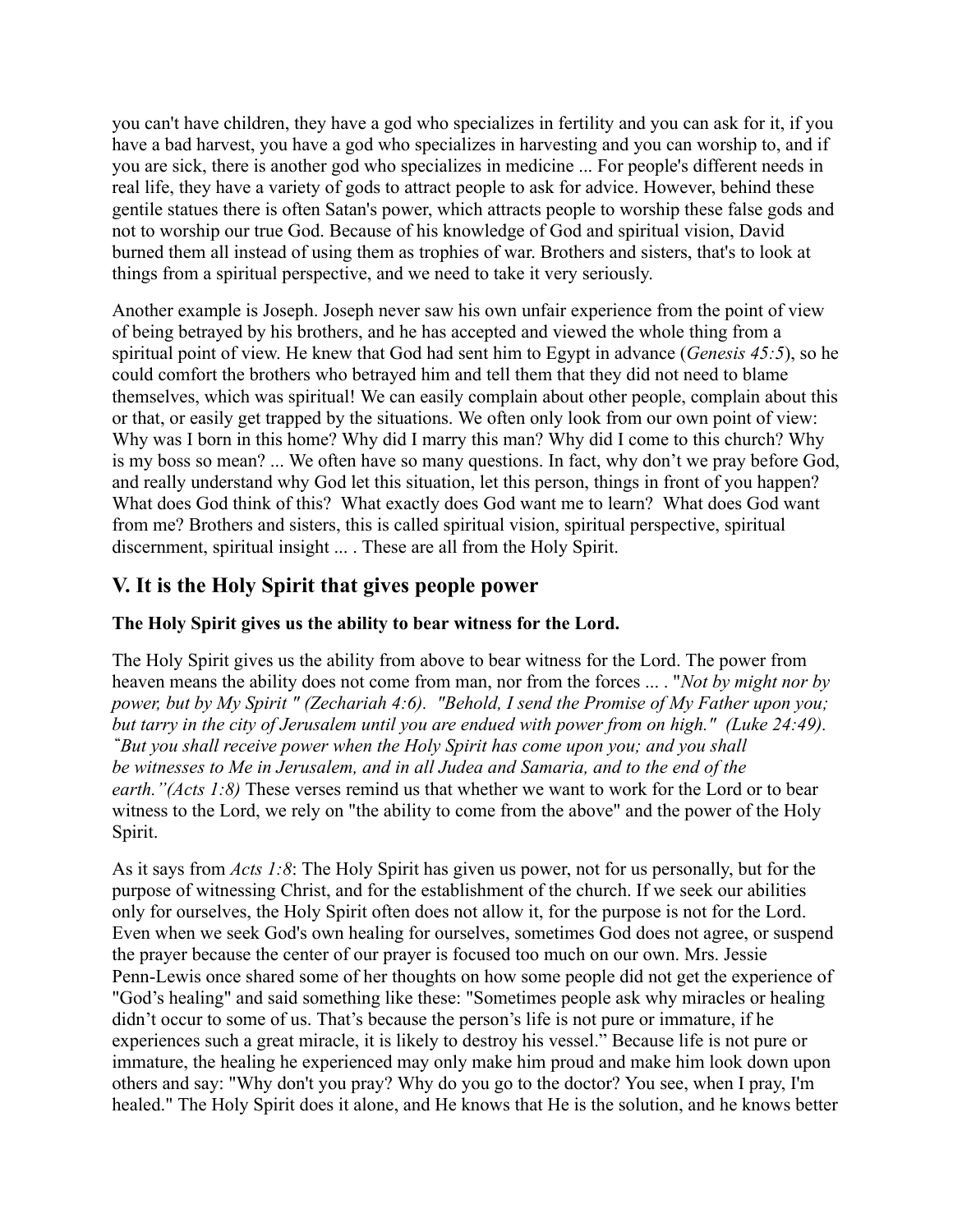you can't have children, they have a god who specializes in fertility and you can ask for it, if you have a bad harvest, you have a god who specializes in harvesting and you can worship to, and if you are sick, there is another god who specializes in medicine ... For people's different needs in real life, they have a variety of gods to attract people to ask for advice. However, behind these gentile statues there is often Satan's power, which attracts people to worship these false gods and not to worship our true God. Because of his knowledge of God and spiritual vision, David burned them all instead of using them as trophies of war. Brothers and sisters, that's to look at things from a spiritual perspective, and we need to take it very seriously.

Another example is Joseph. Joseph never saw his own unfair experience from the point of view of being betrayed by his brothers, and he has accepted and viewed the whole thing from a spiritual point of view. He knew that God had sent him to Egypt in advance (*Genesis 45:5*), so he could comfort the brothers who betrayed him and tell them that they did not need to blame themselves, which was spiritual! We can easily complain about other people, complain about this or that, or easily get trapped by the situations. We often only look from our own point of view: Why was I born in this home? Why did I marry this man? Why did I come to this church? Why is my boss so mean? ... We often have so many questions. In fact, why don't we pray before God, and really understand why God let this situation, let this person, things in front of you happen? What does God think of this? What exactly does God want me to learn? What does God want from me? Brothers and sisters, this is called spiritual vision, spiritual perspective, spiritual discernment, spiritual insight ... . These are all from the Holy Spirit.

## V. It is the Holy Spirit that gives people power

**The Holy Spirit gives us the ability to bear witness for the Lord.**

The Holy Spirit gives us the ability from above to bear witness for the Lord. The power from heaven means the ability does not come from man, nor from the forces ... . "*Not by might nor by power, but by My Spirit " (Zechariah 4:6). "Behold, I send the Promise of My Father upon you; but tarry in the city of Jerusalem until you are endued with power from on high." (Luke 24:49). "But you shall receive power when the Holy Spirit has come upon you; and you shall be witnesses to Me in Jerusalem, and in all Judea and Samaria, and to the end of the earth."(Acts 1:8)* These verses remind us that whether we want to work for the Lord or to bear witness to the Lord, we rely on "the ability to come from the above" and the power of the Holy Spirit.

As it says from *Acts 1:8*: The Holy Spirit has given us power, not for us personally, but for the purpose of witnessing Christ, and for the establishment of the church. If we seek our abilities only for ourselves, the Holy Spirit often does not allow it, for the purpose is not for the Lord. Even when we seek God's own healing for ourselves, sometimes God does not agree, or suspend the prayer because the center of our prayer is focused too much on our own. Mrs. Jessie Penn-Lewis once shared some of her thoughts on how some people did not get the experience of "God's healing" and said something like these: "Sometimes people ask why miracles or healing didn't occur to some of us. That's because the person's life is not pure or immature, if he experiences such a great miracle, it is likely to destroy his vessel." Because life is not pure or immature, the healing he experienced may only make him proud and make him look down upon others and say: "Why don't you pray? Why do you go to the doctor? You see, when I pray, I'm healed." The Holy Spirit does it alone, and He knows that He is the solution, and he knows better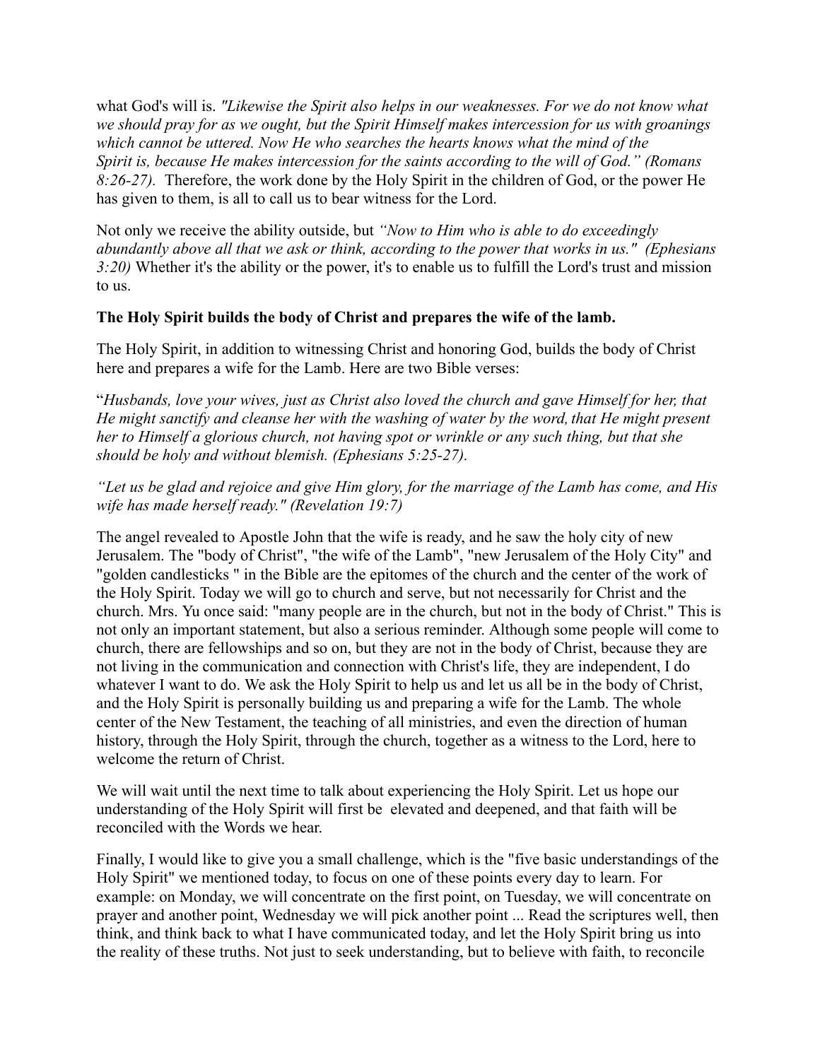what God's will is. *"Likewise the Spirit also helps in our weaknesses. For we do not know what we should pray for as we ought, but the Spirit Himself makes intercession for us with groanings which cannot be uttered. Now He who searches the hearts knows what the mind of the Spirit is, because He makes intercession for the saints according to the will of God." (Romans 8:26-27).* Therefore, the work done by the Holy Spirit in the children of God, or the power He has given to them, is all to call us to bear witness for the Lord.

Not only we receive the ability outside, but *"Now to Him who is able to do exceedingly abundantly above all that we ask or think, according to the power that works in us." (Ephesians 3:20)* Whether it's the ability or the power, it's to enable us to fulfill the Lord's trust and mission to us.

**The Holy Spirit builds the body of Christ and prepares the wife of the lamb.**

The Holy Spirit, in addition to witnessing Christ and honoring God, builds the body of Christ here and prepares a wife for the Lamb. Here are two Bible verses:

"*Husbands, love your wives, just as Christ also loved the church and gave Himself for her, that He might sanctify and cleanse her with the washing of water by the word, that He might present her to Himself a glorious church, not having spot or wrinkle or any such thing, but that she should be holy and without blemish. (Ephesians 5:25-27).*

*"Let us be glad and rejoice and give Him glory, for the marriage of the Lamb has come, and His wife has made herself ready." (Revelation 19:7)*

The angel revealed to Apostle John that the wife is ready, and he saw the holy city of new Jerusalem. The "body of Christ", "the wife of the Lamb", "new Jerusalem of the Holy City" and "golden candlesticks " in the Bible are the epitomes of the church and the center of the work of the Holy Spirit. Today we will go to church and serve, but not necessarily for Christ and the church. Mrs. Yu once said: "many people are in the church, but not in the body of Christ." This is not only an important statement, but also a serious reminder. Although some people will come to church, there are fellowships and so on, but they are not in the body of Christ, because they are not living in the communication and connection with Christ's life, they are independent, I do whatever I want to do. We ask the Holy Spirit to help us and let us all be in the body of Christ, and the Holy Spirit is personally building us and preparing a wife for the Lamb. The whole center of the New Testament, the teaching of all ministries, and even the direction of human history, through the Holy Spirit, through the church, together as a witness to the Lord, here to welcome the return of Christ.

We will wait until the next time to talk about experiencing the Holy Spirit. Let us hope our understanding of the Holy Spirit will first be elevated and deepened, and that faith will be reconciled with the Words we hear.

Finally, I would like to give you a small challenge, which is the "five basic understandings of the Holy Spirit" we mentioned today, to focus on one of these points every day to learn. For example: on Monday, we will concentrate on the first point, on Tuesday, we will concentrate on prayer and another point, Wednesday we will pick another point ... Read the scriptures well, then think, and think back to what I have communicated today, and let the Holy Spirit bring us into the reality of these truths. Not just to seek understanding, but to believe with faith, to reconcile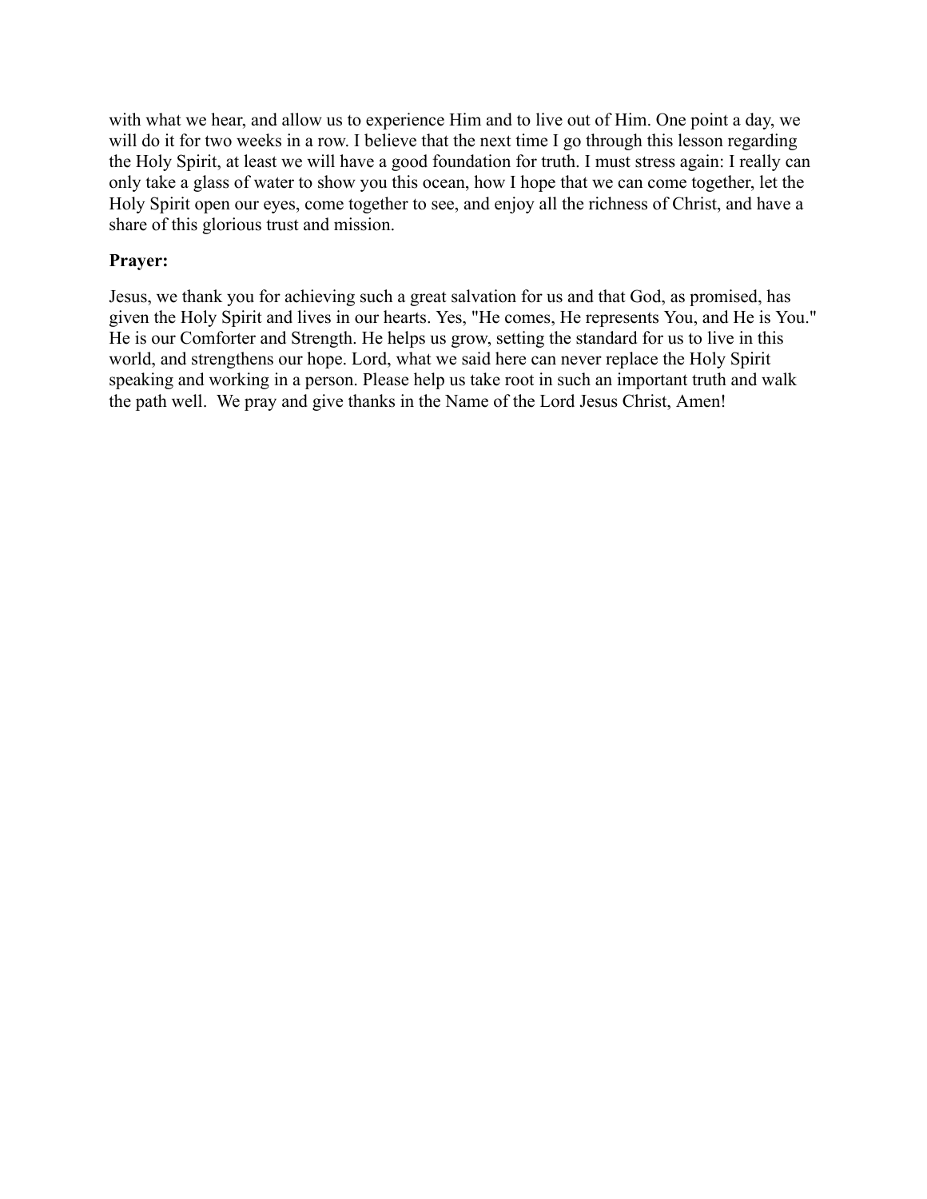with what we hear, and allow us to experience Him and to live out of Him. One point a day, we will do it for two weeks in a row. I believe that the next time I go through this lesson regarding the Holy Spirit, at least we will have a good foundation for truth. I must stress again: I really can only take a glass of water to show you this ocean, how I hope that we can come together, let the Holy Spirit open our eyes, come together to see, and enjoy all the richness of Christ, and have a share of this glorious trust and mission.

**Prayer:**

Jesus, we thank you for achieving such a great salvation for us and that God, as promised, has given the Holy Spirit and lives in our hearts. Yes, "He comes, He represents You, and He is You." He is our Comforter and Strength. He helps us grow, setting the standard for us to live in this world, and strengthens our hope. Lord, what we said here can never replace the Holy Spirit speaking and working in a person. Please help us take root in such an important truth and walk the path well. We pray and give thanks in the Name of the Lord Jesus Christ, Amen!